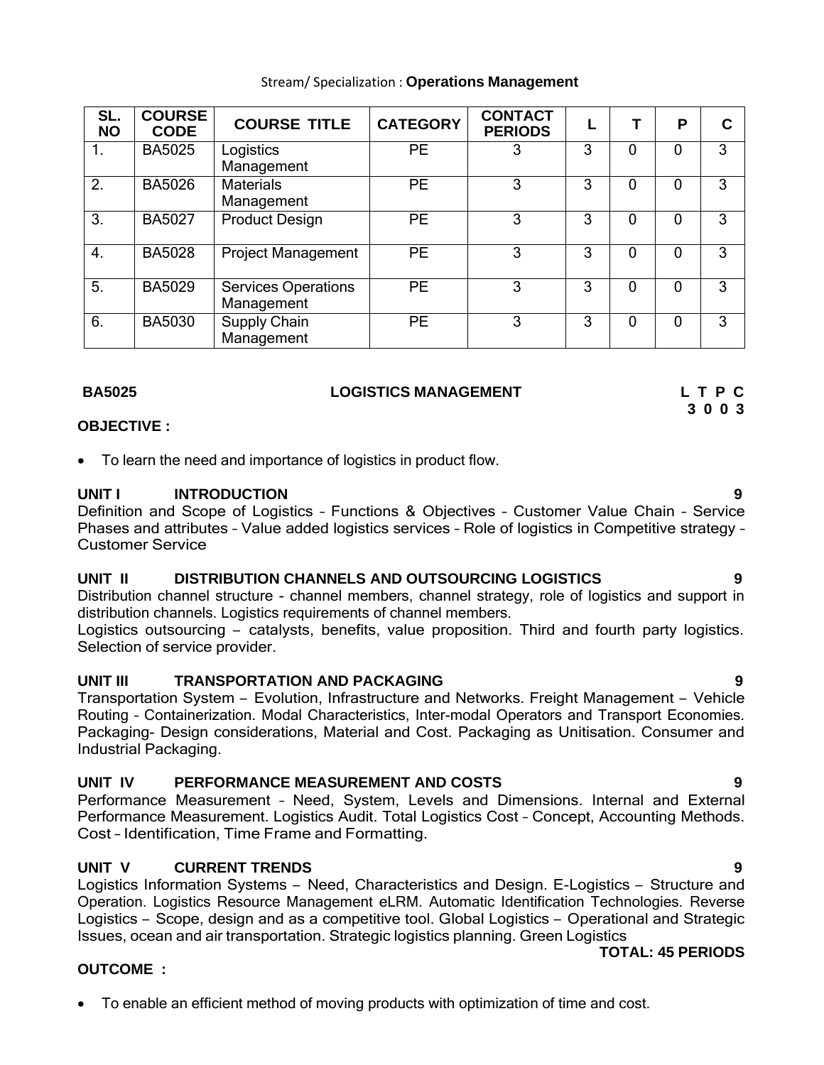Stream/ Specialization : **Operations Management**

| SL. NO | COURSE CODE | COURSE TITLE | CATEGORY | CONTACT PERIODS | L | T | P | C |
|---|---|---|---|---|---|---|---|---|
| 1. | BA5025 | Logistics Management | PE | 3 | 3 | 0 | 0 | 3 |
| 2. | BA5026 | Materials Management | PE | 3 | 3 | 0 | 0 | 3 |
| 3. | BA5027 | Product Design | PE | 3 | 3 | 0 | 0 | 3 |
| 4. | BA5028 | Project Management | PE | 3 | 3 | 0 | 0 | 3 |
| 5. | BA5029 | Services Operations Management | PE | 3 | 3 | 0 | 0 | 3 |
| 6. | BA5030 | Supply Chain Management | PE | 3 | 3 | 0 | 0 | 3 |

**BA5025 LOGISTICS MANAGEMENT L T P C**
**3 0 0 3**

**OBJECTIVE :**

- To learn the need and importance of logistics in product flow.

**UNIT I INTRODUCTION 9**

Definition and Scope of Logistics – Functions & Objectives – Customer Value Chain – Service Phases and attributes – Value added logistics services – Role of logistics in Competitive strategy – Customer Service

**UNIT II DISTRIBUTION CHANNELS AND OUTSOURCING LOGISTICS 9**

Distribution channel structure - channel members, channel strategy, role of logistics and support in distribution channels. Logistics requirements of channel members.

Logistics outsourcing – catalysts, benefits, value proposition. Third and fourth party logistics. Selection of service provider.

**UNIT III TRANSPORTATION AND PACKAGING 9**

Transportation System – Evolution, Infrastructure and Networks. Freight Management – Vehicle Routing – Containerization. Modal Characteristics, Inter-modal Operators and Transport Economies. Packaging- Design considerations, Material and Cost. Packaging as Unitisation. Consumer and Industrial Packaging.

**UNIT IV PERFORMANCE MEASUREMENT AND COSTS 9**

Performance Measurement – Need, System, Levels and Dimensions. Internal and External Performance Measurement. Logistics Audit. Total Logistics Cost – Concept, Accounting Methods. Cost – Identification, Time Frame and Formatting.

**UNIT V CURRENT TRENDS 9**

Logistics Information Systems – Need, Characteristics and Design. E-Logistics – Structure and Operation. Logistics Resource Management eLRM. Automatic Identification Technologies. Reverse Logistics – Scope, design and as a competitive tool. Global Logistics – Operational and Strategic Issues, ocean and air transportation. Strategic logistics planning. Green Logistics

**TOTAL: 45 PERIODS**

**OUTCOME :**

- To enable an efficient method of moving products with optimization of time and cost.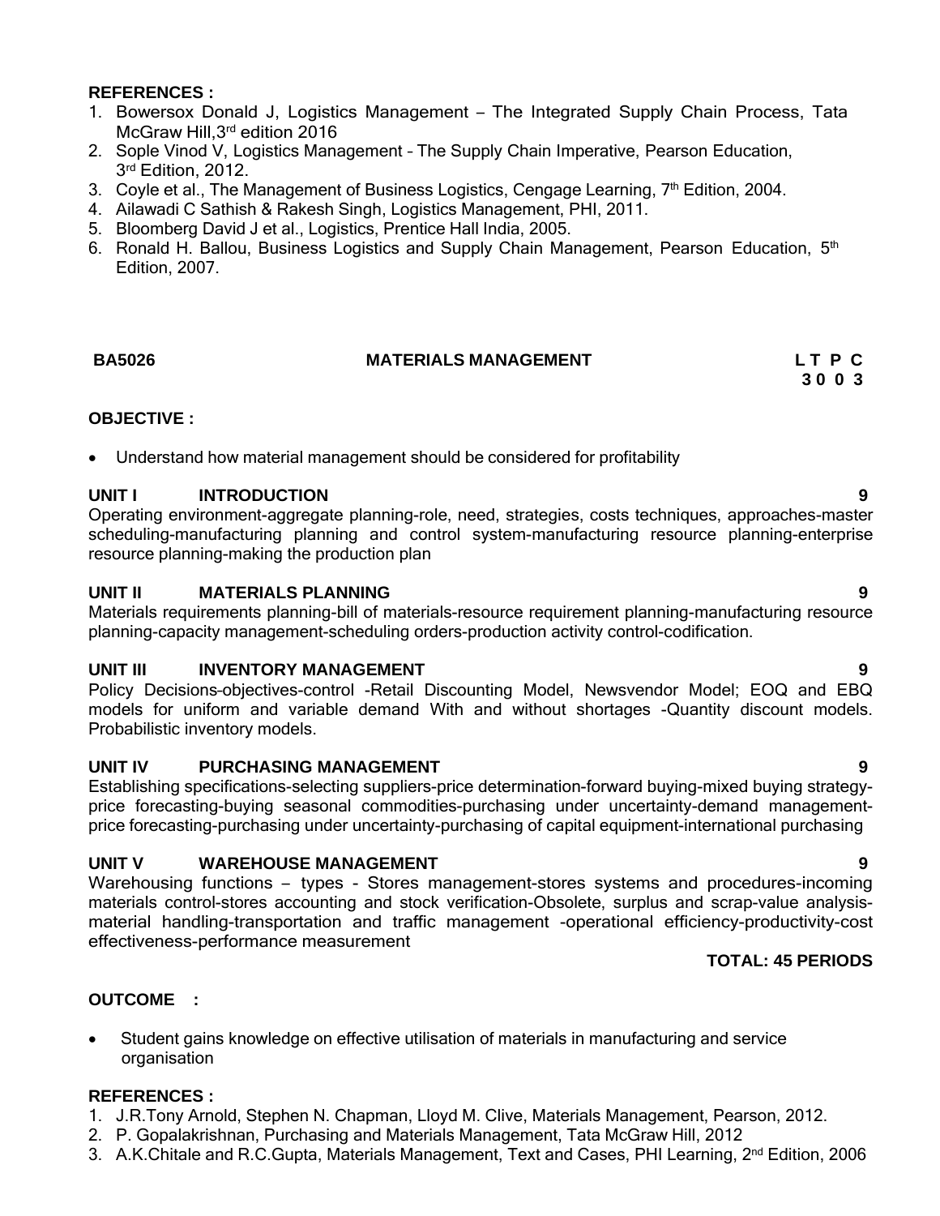**REFERENCES :**

1. Bowersox Donald J, Logistics Management – The Integrated Supply Chain Process, Tata McGraw Hill,3rd edition 2016
2. Sople Vinod V, Logistics Management – The Supply Chain Imperative, Pearson Education, 3rd Edition, 2012.
3. Coyle et al., The Management of Business Logistics, Cengage Learning, 7th Edition, 2004.
4. Ailawadi C Sathish & Rakesh Singh, Logistics Management, PHI, 2011.
5. Bloomberg David J et al., Logistics, Prentice Hall India, 2005.
6. Ronald H. Ballou, Business Logistics and Supply Chain Management, Pearson Education, 5th Edition, 2007.

## BA5026 MATERIALS MANAGEMENT

**L T P C**
**3 0 0 3**

**OBJECTIVE :**

- Understand how material management should be considered for profitability

**UNIT I INTRODUCTION 9**

Operating environment-aggregate planning-role, need, strategies, costs techniques, approaches-master scheduling-manufacturing planning and control system-manufacturing resource planning-enterprise resource planning-making the production plan

**UNIT II MATERIALS PLANNING 9**

Materials requirements planning-bill of materials-resource requirement planning-manufacturing resource planning-capacity management-scheduling orders-production activity control-codification.

**UNIT III INVENTORY MANAGEMENT 9**

Policy Decisions–objectives-control -Retail Discounting Model, Newsvendor Model; EOQ and EBQ models for uniform and variable demand With and without shortages -Quantity discount models. Probabilistic inventory models.

**UNIT IV PURCHASING MANAGEMENT 9**

Establishing specifications-selecting suppliers-price determination-forward buying-mixed buying strategy-price forecasting-buying seasonal commodities-purchasing under uncertainty-demand management-price forecasting-purchasing under uncertainty-purchasing of capital equipment-international purchasing

**UNIT V WAREHOUSE MANAGEMENT 9**

Warehousing functions – types - Stores management-stores systems and procedures-incoming materials control-stores accounting and stock verification-Obsolete, surplus and scrap-value analysis-material handling-transportation and traffic management -operational efficiency-productivity-cost effectiveness-performance measurement

**TOTAL: 45 PERIODS**

**OUTCOME :**

- Student gains knowledge on effective utilisation of materials in manufacturing and service organisation

**REFERENCES :**

1. J.R.Tony Arnold, Stephen N. Chapman, Lloyd M. Clive, Materials Management, Pearson, 2012.
2. P. Gopalakrishnan, Purchasing and Materials Management, Tata McGraw Hill, 2012
3. A.K.Chitale and R.C.Gupta, Materials Management, Text and Cases, PHI Learning, 2nd Edition, 2006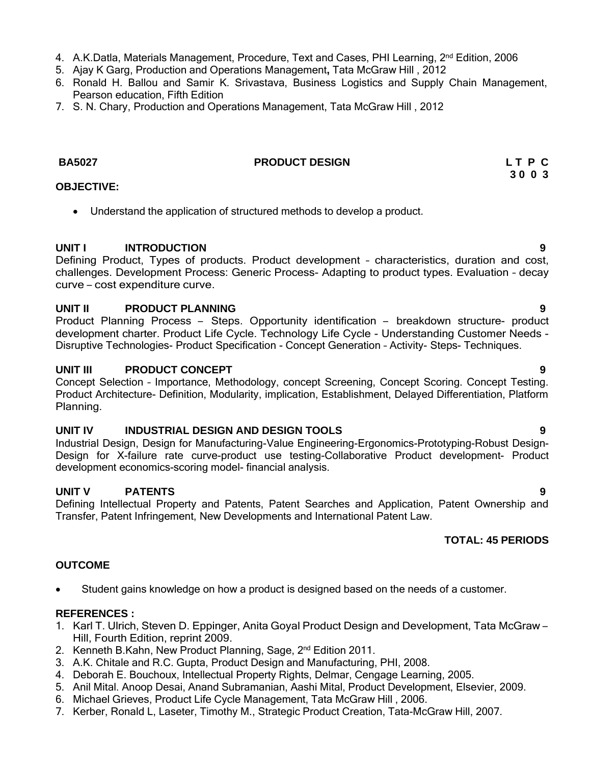4. A.K.Datla, Materials Management, Procedure, Text and Cases, PHI Learning, 2nd Edition, 2006
5. Ajay K Garg, Production and Operations Management**,** Tata McGraw Hill , 2012
6. Ronald H. Ballou and Samir K. Srivastava, Business Logistics and Supply Chain Management, Pearson education, Fifth Edition
7. S. N. Chary, Production and Operations Management, Tata McGraw Hill , 2012

## BA5027 PRODUCT DESIGN

**L T P C**
**3 0 0 3**

**OBJECTIVE:**

- Understand the application of structured methods to develop a product.

**UNIT I INTRODUCTION 9**

Defining Product, Types of products. Product development – characteristics, duration and cost, challenges. Development Process: Generic Process- Adapting to product types. Evaluation – decay curve – cost expenditure curve.

**UNIT II PRODUCT PLANNING 9**

Product Planning Process – Steps. Opportunity identification – breakdown structure- product development charter. Product Life Cycle. Technology Life Cycle - Understanding Customer Needs - Disruptive Technologies- Product Specification - Concept Generation – Activity- Steps- Techniques.

**UNIT III PRODUCT CONCEPT 9**

Concept Selection – Importance, Methodology, concept Screening, Concept Scoring. Concept Testing. Product Architecture- Definition, Modularity, implication, Establishment, Delayed Differentiation, Platform Planning.

**UNIT IV INDUSTRIAL DESIGN AND DESIGN TOOLS 9**

Industrial Design, Design for Manufacturing-Value Engineering-Ergonomics-Prototyping-Robust Design-Design for X-failure rate curve-product use testing-Collaborative Product development- Product development economics-scoring model- financial analysis.

**UNIT V PATENTS 9**

Defining Intellectual Property and Patents, Patent Searches and Application, Patent Ownership and Transfer, Patent Infringement, New Developments and International Patent Law.

**TOTAL: 45 PERIODS**

**OUTCOME**

- Student gains knowledge on how a product is designed based on the needs of a customer.

**REFERENCES :**

1. Karl T. Ulrich, Steven D. Eppinger, Anita Goyal Product Design and Development, Tata McGraw – Hill, Fourth Edition, reprint 2009.
2. Kenneth B.Kahn, New Product Planning, Sage, 2nd Edition 2011.
3. A.K. Chitale and R.C. Gupta, Product Design and Manufacturing, PHI, 2008.
4. Deborah E. Bouchoux, Intellectual Property Rights, Delmar, Cengage Learning, 2005.
5. Anil Mital. Anoop Desai, Anand Subramanian, Aashi Mital, Product Development, Elsevier, 2009.
6. Michael Grieves, Product Life Cycle Management, Tata McGraw Hill , 2006.
7. Kerber, Ronald L, Laseter, Timothy M., Strategic Product Creation, Tata-McGraw Hill, 2007.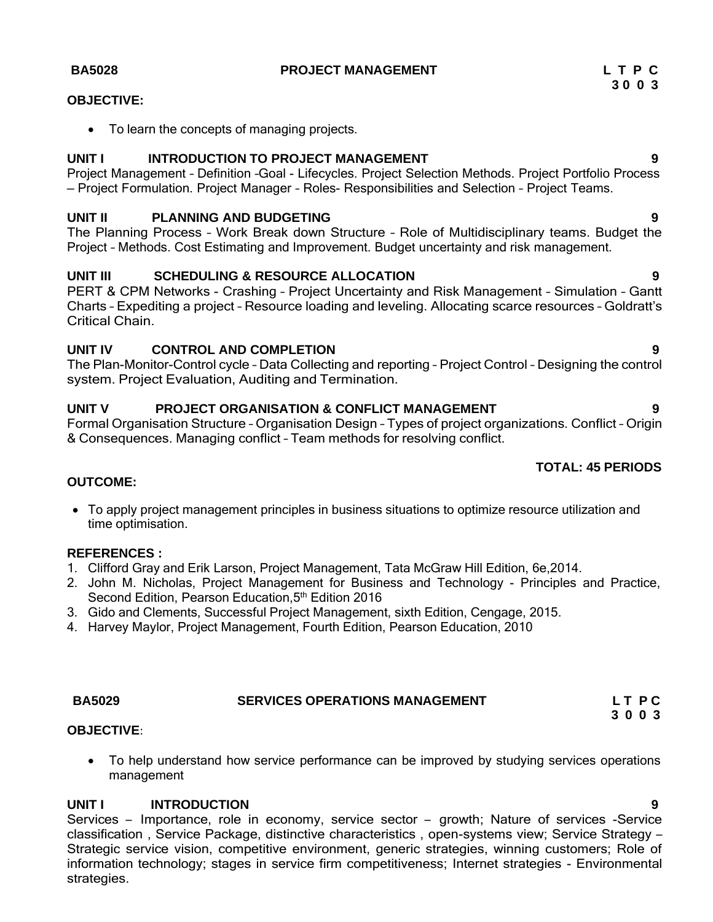**BA5028 PROJECT MANAGEMENT**

**L T P C**
**3 0 0 3**

**OBJECTIVE:**

- To learn the concepts of managing projects.

**UNIT I INTRODUCTION TO PROJECT MANAGEMENT 9**

Project Management – Definition –Goal - Lifecycles. Project Selection Methods. Project Portfolio Process – Project Formulation. Project Manager – Roles- Responsibilities and Selection – Project Teams.

**UNIT II PLANNING AND BUDGETING 9**

The Planning Process – Work Break down Structure – Role of Multidisciplinary teams. Budget the Project – Methods. Cost Estimating and Improvement. Budget uncertainty and risk management.

**UNIT III SCHEDULING & RESOURCE ALLOCATION 9**

PERT & CPM Networks - Crashing – Project Uncertainty and Risk Management – Simulation – Gantt Charts – Expediting a project – Resource loading and leveling. Allocating scarce resources – Goldratt's Critical Chain.

**UNIT IV CONTROL AND COMPLETION 9**

The Plan-Monitor-Control cycle – Data Collecting and reporting – Project Control – Designing the control system. Project Evaluation, Auditing and Termination.

**UNIT V PROJECT ORGANISATION & CONFLICT MANAGEMENT 9**

Formal Organisation Structure – Organisation Design – Types of project organizations. Conflict – Origin & Consequences. Managing conflict – Team methods for resolving conflict.

**TOTAL: 45 PERIODS**

**OUTCOME:**

- To apply project management principles in business situations to optimize resource utilization and time optimisation.

**REFERENCES :**

1. Clifford Gray and Erik Larson, Project Management, Tata McGraw Hill Edition, 6e,2014.
2. John M. Nicholas, Project Management for Business and Technology - Principles and Practice, Second Edition, Pearson Education,5th Edition 2016
3. Gido and Clements, Successful Project Management, sixth Edition, Cengage, 2015.
4. Harvey Maylor, Project Management, Fourth Edition, Pearson Education, 2010

**BA5029 SERVICES OPERATIONS MANAGEMENT**

**L T P C**
**3 0 0 3**

**OBJECTIVE**:

- To help understand how service performance can be improved by studying services operations management

**UNIT I INTRODUCTION 9**

Services – Importance, role in economy, service sector – growth; Nature of services -Service classification , Service Package, distinctive characteristics , open-systems view; Service Strategy – Strategic service vision, competitive environment, generic strategies, winning customers; Role of information technology; stages in service firm competitiveness; Internet strategies - Environmental strategies.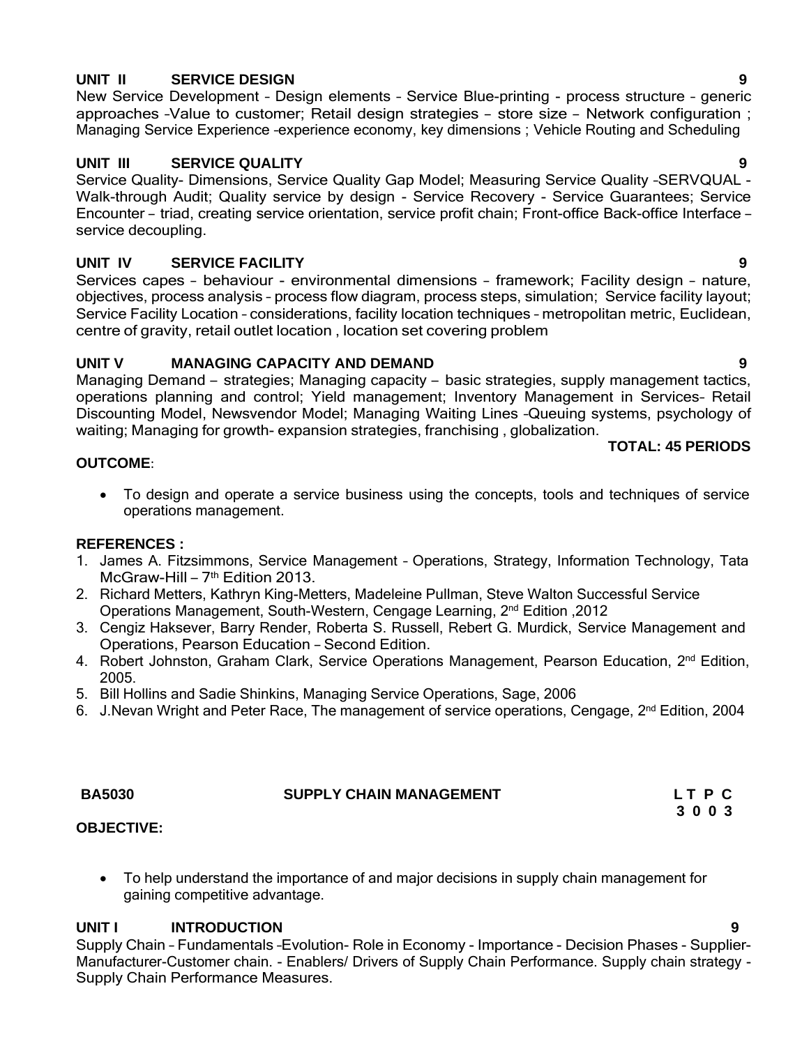**UNIT II SERVICE DESIGN 9**

New Service Development – Design elements – Service Blue-printing - process structure – generic approaches –Value to customer; Retail design strategies – store size – Network configuration ; Managing Service Experience –experience economy, key dimensions ; Vehicle Routing and Scheduling

**UNIT III SERVICE QUALITY 9**

Service Quality- Dimensions, Service Quality Gap Model; Measuring Service Quality –SERVQUAL - Walk-through Audit; Quality service by design - Service Recovery - Service Guarantees; Service Encounter – triad, creating service orientation, service profit chain; Front-office Back-office Interface – service decoupling.

**UNIT IV SERVICE FACILITY 9**

Services capes – behaviour - environmental dimensions – framework; Facility design – nature, objectives, process analysis – process flow diagram, process steps, simulation; Service facility layout; Service Facility Location – considerations, facility location techniques – metropolitan metric, Euclidean, centre of gravity, retail outlet location , location set covering problem

**UNIT V MANAGING CAPACITY AND DEMAND 9**

Managing Demand – strategies; Managing capacity – basic strategies, supply management tactics, operations planning and control; Yield management; Inventory Management in Services– Retail Discounting Model, Newsvendor Model; Managing Waiting Lines –Queuing systems, psychology of waiting; Managing for growth- expansion strategies, franchising , globalization.

**TOTAL: 45 PERIODS**

**OUTCOME**:

- To design and operate a service business using the concepts, tools and techniques of service operations management.

**REFERENCES :**

1. James A. Fitzsimmons, Service Management – Operations, Strategy, Information Technology, Tata McGraw-Hill – 7th Edition 2013.
2. Richard Metters, Kathryn King-Metters, Madeleine Pullman, Steve Walton Successful Service Operations Management, South-Western, Cengage Learning, 2nd Edition ,2012
3. Cengiz Haksever, Barry Render, Roberta S. Russell, Robert G. Murdick, Service Management and Operations, Pearson Education – Second Edition.
4. Robert Johnston, Graham Clark, Service Operations Management, Pearson Education, 2nd Edition, 2005.
5. Bill Hollins and Sadie Shinkins, Managing Service Operations, Sage, 2006
6. J.Nevan Wright and Peter Race, The management of service operations, Cengage, 2nd Edition, 2004

| BA5030 | SUPPLY CHAIN MANAGEMENT | L T P C |
|---|---|---|
| | | 3 0 0 3 |

**OBJECTIVE:**

- To help understand the importance of and major decisions in supply chain management for gaining competitive advantage.

**UNIT I INTRODUCTION 9**

Supply Chain – Fundamentals –Evolution- Role in Economy - Importance - Decision Phases - Supplier-Manufacturer-Customer chain. - Enablers/ Drivers of Supply Chain Performance. Supply chain strategy - Supply Chain Performance Measures.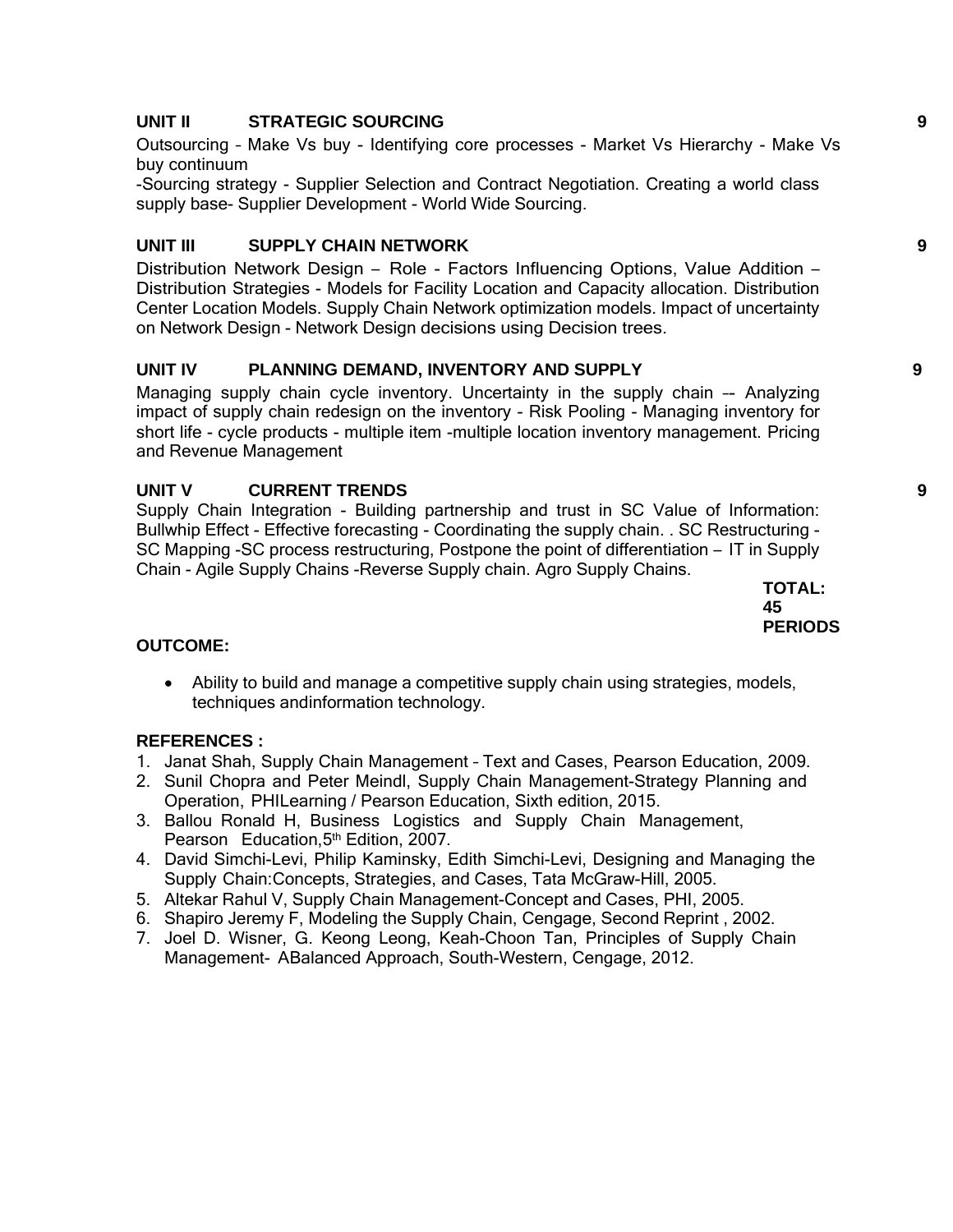**UNIT II STRATEGIC SOURCING** **9**

Outsourcing – Make Vs buy - Identifying core processes - Market Vs Hierarchy - Make Vs buy continuum
-Sourcing strategy - Supplier Selection and Contract Negotiation. Creating a world class supply base- Supplier Development - World Wide Sourcing.

**UNIT III SUPPLY CHAIN NETWORK** **9**

Distribution Network Design – Role - Factors Influencing Options, Value Addition – Distribution Strategies - Models for Facility Location and Capacity allocation. Distribution Center Location Models. Supply Chain Network optimization models. Impact of uncertainty on Network Design - Network Design decisions using Decision trees.

**UNIT IV PLANNING DEMAND, INVENTORY AND SUPPLY** **9**

Managing supply chain cycle inventory. Uncertainty in the supply chain –- Analyzing impact of supply chain redesign on the inventory - Risk Pooling - Managing inventory for short life - cycle products - multiple item -multiple location inventory management. Pricing and Revenue Management

**UNIT V CURRENT TRENDS** **9**

Supply Chain Integration - Building partnership and trust in SC Value of Information: Bullwhip Effect - Effective forecasting - Coordinating the supply chain. . SC Restructuring - SC Mapping -SC process restructuring, Postpone the point of differentiation – IT in Supply Chain - Agile Supply Chains -Reverse Supply chain. Agro Supply Chains.

**TOTAL: 45 PERIODS**

**OUTCOME:**

- Ability to build and manage a competitive supply chain using strategies, models, techniques andinformation technology.

**REFERENCES :**

1. Janat Shah, Supply Chain Management – Text and Cases, Pearson Education, 2009.
2. Sunil Chopra and Peter Meindl, Supply Chain Management-Strategy Planning and Operation, PHILearning / Pearson Education, Sixth edition, 2015.
3. Ballou Ronald H, Business Logistics and Supply Chain Management, Pearson Education,5th Edition, 2007.
4. David Simchi-Levi, Philip Kaminsky, Edith Simchi-Levi, Designing and Managing the Supply Chain:Concepts, Strategies, and Cases, Tata McGraw-Hill, 2005.
5. Altekar Rahul V, Supply Chain Management-Concept and Cases, PHI, 2005.
6. Shapiro Jeremy F, Modeling the Supply Chain, Cengage, Second Reprint , 2002.
7. Joel D. Wisner, G. Keong Leong, Keah-Choon Tan, Principles of Supply Chain Management- ABalanced Approach, South-Western, Cengage, 2012.